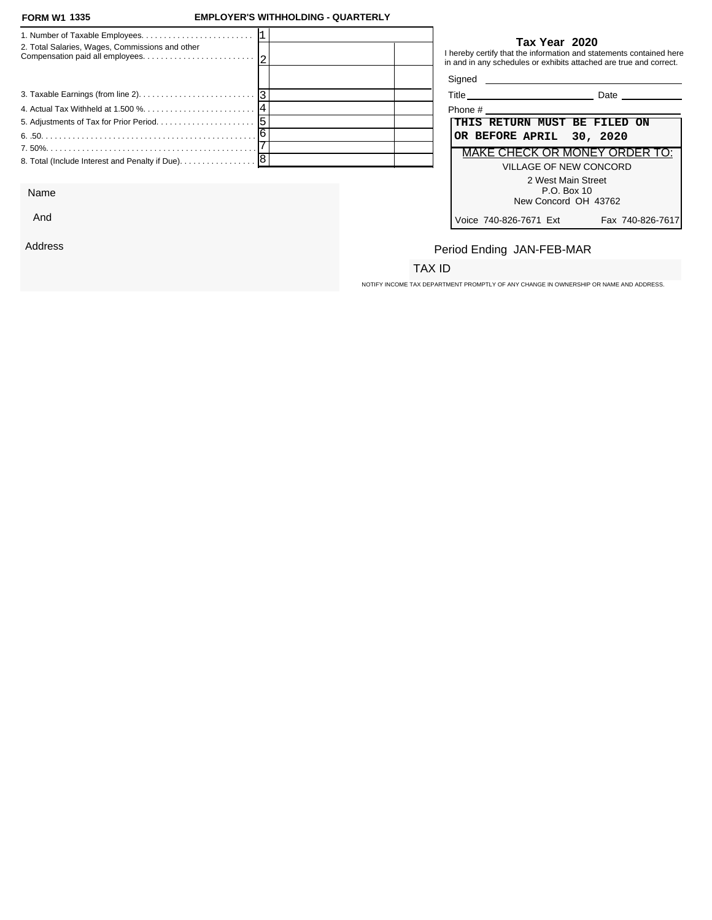**FORM W1 1335** **EMPLOYER'S WITHHOLDING - QUARTERLY**

| Line | Description | No. | Amount | |
|---|---|---|---|---|
| 1. | Number of Taxable Employees. . . . . . . . . . . . . . . . . . . . . . . . | 1 | | |
| 2. | Total Salaries, Wages, Commissions and other Compensation paid all employees. . . . . . . . . . . . . . . . . . . . . . . . | 2 | | |
| | | | | |
| 3. | Taxable Earnings (from line 2). . . . . . . . . . . . . . . . . . . . . . . . . | 3 | | |
| 4. | Actual Tax Withheld at 1.500 %. . . . . . . . . . . . . . . . . . . . . . . . | 4 | | |
| 5. | Adjustments of Tax for Prior Period. . . . . . . . . . . . . . . . . . . . . | 5 | | |
| 6. | .50. . . . . . . . . . . . . . . . . . . . . . . . . . . . . . . . . . . . . . . . . . . . . . . | 6 | | |
| 7. | 50%. . . . . . . . . . . . . . . . . . . . . . . . . . . . . . . . . . . . . . . . . . . . . . | 7 | | |
| 8. | Total (Include Interest and Penalty if Due). . . . . . . . . . . . . . . . . | 8 | | |

## Tax Year 2020

I hereby certify that the information and statements contained here in and in any schedules or exhibits attached are true and correct.

Signed \_\_\_\_\_\_\_\_\_\_\_\_\_\_\_\_\_\_\_\_\_\_\_\_\_\_\_\_\_\_

Title \_\_\_\_\_\_\_\_\_\_\_\_\_\_\_\_\_\_\_\_ Date \_\_\_\_\_\_\_\_\_\_

Phone # \_\_\_\_\_\_\_\_\_\_\_\_\_\_\_\_\_\_\_\_\_\_\_\_\_\_\_\_\_\_

**THIS RETURN MUST BE FILED ON OR BEFORE APRIL 30, 2020**

MAKE CHECK OR MONEY ORDER TO:

VILLAGE OF NEW CONCORD
2 West Main Street
P.O. Box 10
New Concord OH 43762

Voice 740-826-7671 Ext Fax 740-826-7617

Name

And

Address

Period Ending JAN-FEB-MAR

TAX ID

NOTIFY INCOME TAX DEPARTMENT PROMPTLY OF ANY CHANGE IN OWNERSHIP OR NAME AND ADDRESS.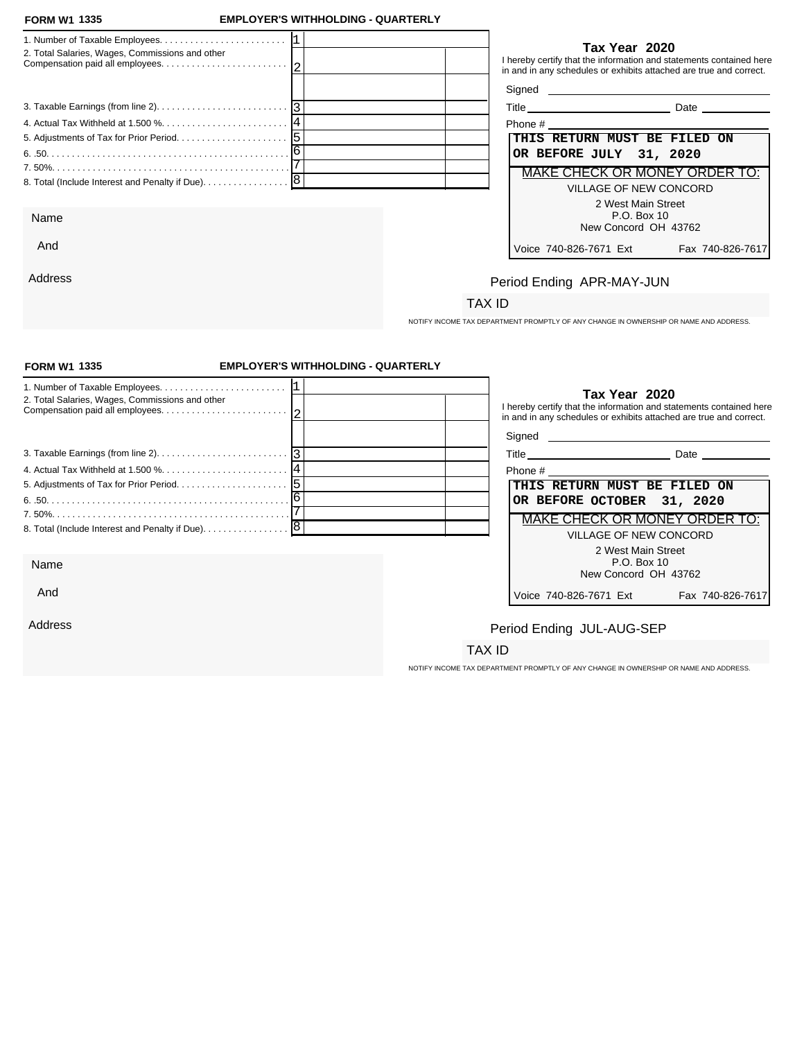**FORM W1 1335** **EMPLOYER'S WITHHOLDING - QUARTERLY**

| | | | |
|---|---|---|---|
| 1. Number of Taxable Employees. | 1 | | |
| 2. Total Salaries, Wages, Commissions and other Compensation paid all employees. | 2 | | |
| | | | |
| 3. Taxable Earnings (from line 2). | 3 | | |
| 4. Actual Tax Withheld at 1.500 %. | 4 | | |
| 5. Adjustments of Tax for Prior Period. | 5 | | |
| 6. .50. | 6 | | |
| 7. 50%. | 7 | | |
| 8. Total (Include Interest and Penalty if Due). | 8 | | |

**Tax Year 2020**

I hereby certify that the information and statements contained here in and in any schedules or exhibits attached are true and correct.

Signed ______________________

Title ______________________ Date ____________

Phone # ______________________

**THIS RETURN MUST BE FILED ON OR BEFORE JULY 31, 2020**

MAKE CHECK OR MONEY ORDER TO:

VILLAGE OF NEW CONCORD

2 West Main Street
P.O. Box 10
New Concord OH 43762

Voice 740-826-7671 Ext Fax 740-826-7617

Name

And

Address

Period Ending APR-MAY-JUN

TAX ID

NOTIFY INCOME TAX DEPARTMENT PROMPTLY OF ANY CHANGE IN OWNERSHIP OR NAME AND ADDRESS.

---

**FORM W1 1335** **EMPLOYER'S WITHHOLDING - QUARTERLY**

| | | | |
|---|---|---|---|
| 1. Number of Taxable Employees. | 1 | | |
| 2. Total Salaries, Wages, Commissions and other Compensation paid all employees. | 2 | | |
| | | | |
| 3. Taxable Earnings (from line 2). | 3 | | |
| 4. Actual Tax Withheld at 1.500 %. | 4 | | |
| 5. Adjustments of Tax for Prior Period. | 5 | | |
| 6. .50. | 6 | | |
| 7. 50%. | 7 | | |
| 8. Total (Include Interest and Penalty if Due). | 8 | | |

**Tax Year 2020**

I hereby certify that the information and statements contained here in and in any schedules or exhibits attached are true and correct.

Signed ______________________

Title ______________________ Date ____________

Phone # ______________________

**THIS RETURN MUST BE FILED ON OR BEFORE OCTOBER 31, 2020**

MAKE CHECK OR MONEY ORDER TO:

VILLAGE OF NEW CONCORD

2 West Main Street
P.O. Box 10
New Concord OH 43762

Voice 740-826-7671 Ext Fax 740-826-7617

Name

And

Address

Period Ending JUL-AUG-SEP

TAX ID

NOTIFY INCOME TAX DEPARTMENT PROMPTLY OF ANY CHANGE IN OWNERSHIP OR NAME AND ADDRESS.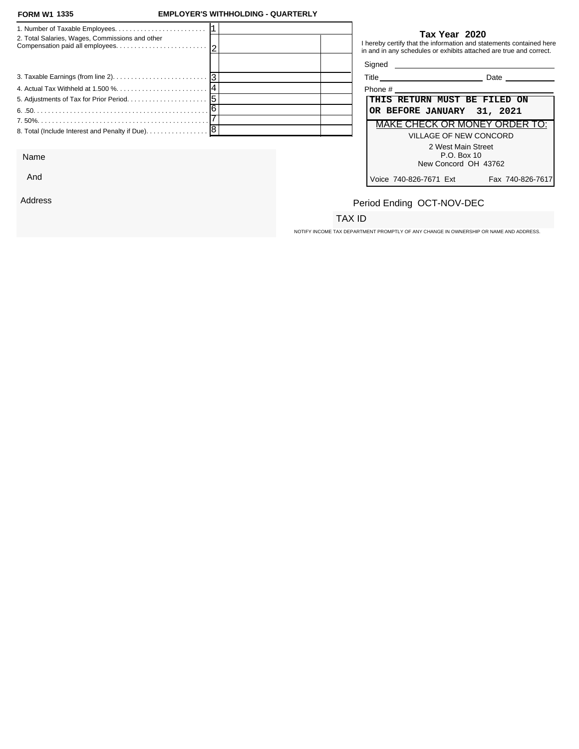**FORM W1 1335** **EMPLOYER'S WITHHOLDING - QUARTERLY**

| | | | |
|---|---|---|---|
| 1. Number of Taxable Employees. | 1 | | |
| 2. Total Salaries, Wages, Commissions and other Compensation paid all employees. | 2 | | |
| | | | |
| 3. Taxable Earnings (from line 2). | 3 | | |
| 4. Actual Tax Withheld at 1.500 %. | 4 | | |
| 5. Adjustments of Tax for Prior Period. | 5 | | |
| 6. .50. | 6 | | |
| 7. 50%. | 7 | | |
| 8. Total (Include Interest and Penalty if Due). | 8 | | |

Name

And

Address

**Tax Year 2020**

I hereby certify that the information and statements contained here in and in any schedules or exhibits attached are true and correct.

Signed ______________________

Title ______________________ Date ____________

Phone # ______________________

**THIS RETURN MUST BE FILED ON OR BEFORE JANUARY 31, 2021**

MAKE CHECK OR MONEY ORDER TO:

VILLAGE OF NEW CONCORD

2 West Main Street

P.O. Box 10

New Concord OH 43762

Voice 740-826-7671 Ext Fax 740-826-7617

Period Ending OCT-NOV-DEC

TAX ID

NOTIFY INCOME TAX DEPARTMENT PROMPTLY OF ANY CHANGE IN OWNERSHIP OR NAME AND ADDRESS.